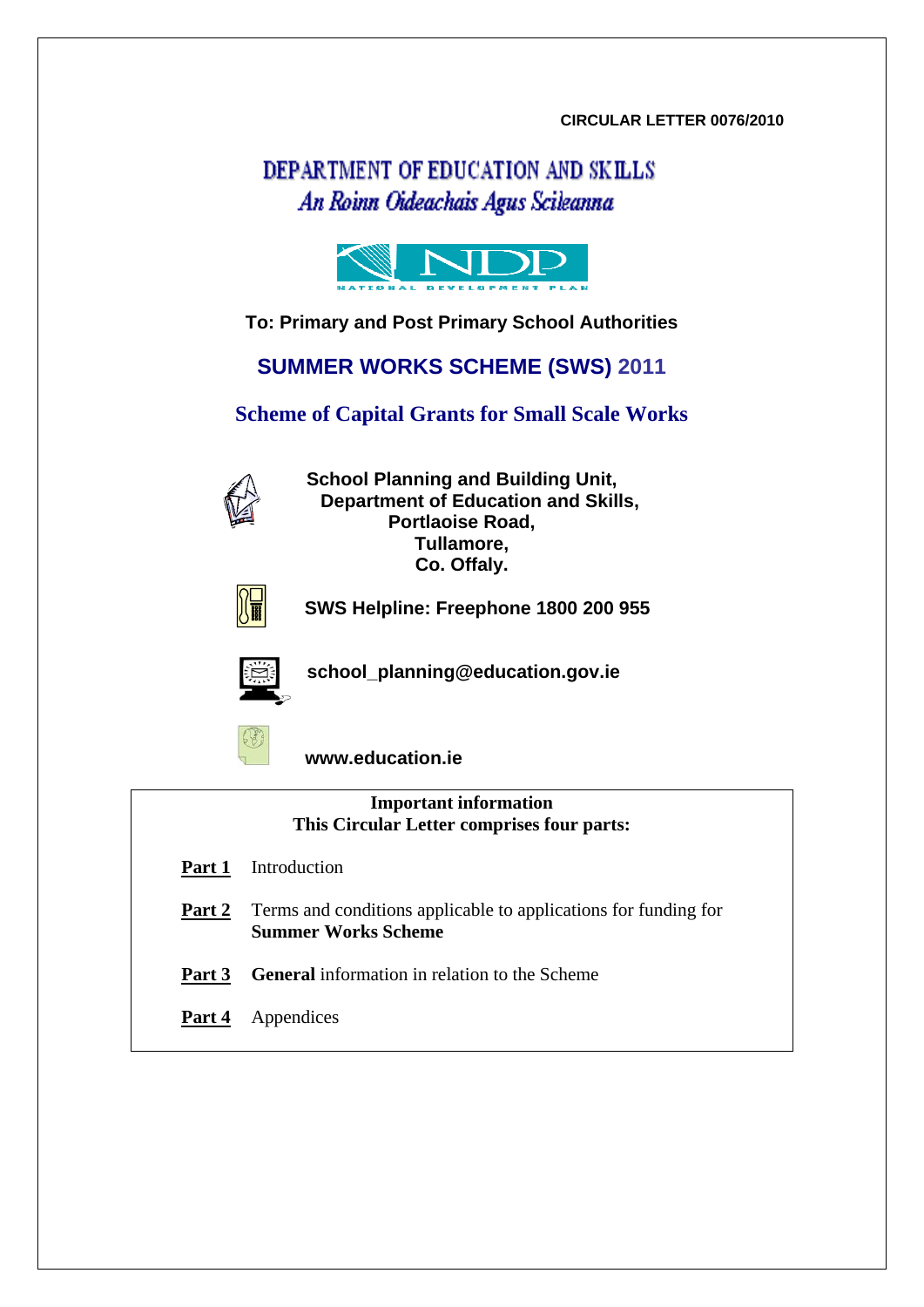**CIRCULAR LETTER 0076/2010**

# DEPARTMENT OF EDUCATION AND SKILLS
## *An Roinn Oideachais Agus Scileanna*

NDP
NATIONAL DEVELOPMENT PLAN

**To: Primary and Post Primary School Authorities**

## SUMMER WORKS SCHEME (SWS) 2011

## Scheme of Capital Grants for Small Scale Works

**School Planning and Building Unit,**
**Department of Education and Skills,**
**Portlaoise Road,**
**Tullamore,**
**Co. Offaly.**

**SWS Helpline: Freephone 1800 200 955**

**school_planning@education.gov.ie**

**www.education.ie**

---

**Important information**
**This Circular Letter comprises four parts:**

**Part 1** Introduction

**Part 2** Terms and conditions applicable to applications for funding for **Summer Works Scheme**

**Part 3** **General** information in relation to the Scheme

**Part 4** Appendices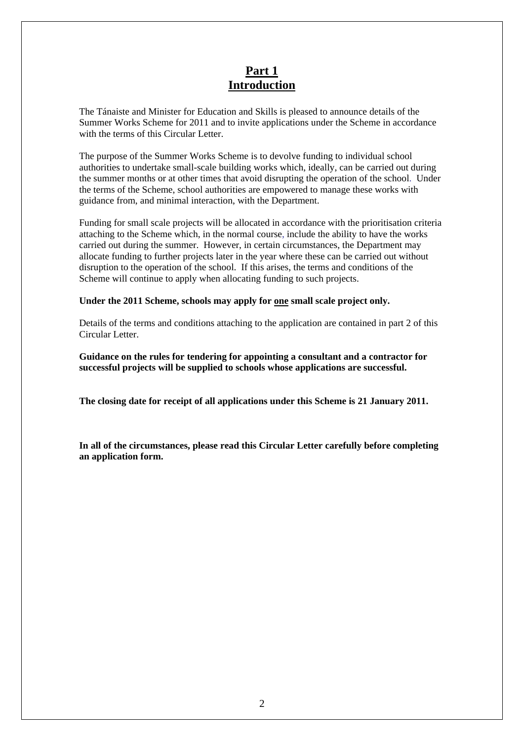# Part 1
# Introduction

The Tánaiste and Minister for Education and Skills is pleased to announce details of the Summer Works Scheme for 2011 and to invite applications under the Scheme in accordance with the terms of this Circular Letter.

The purpose of the Summer Works Scheme is to devolve funding to individual school authorities to undertake small-scale building works which, ideally, can be carried out during the summer months or at other times that avoid disrupting the operation of the school. Under the terms of the Scheme, school authorities are empowered to manage these works with guidance from, and minimal interaction, with the Department.

Funding for small scale projects will be allocated in accordance with the prioritisation criteria attaching to the Scheme which, in the normal course, include the ability to have the works carried out during the summer. However, in certain circumstances, the Department may allocate funding to further projects later in the year where these can be carried out without disruption to the operation of the school. If this arises, the terms and conditions of the Scheme will continue to apply when allocating funding to such projects.

**Under the 2011 Scheme, schools may apply for one small scale project only.**

Details of the terms and conditions attaching to the application are contained in part 2 of this Circular Letter.

**Guidance on the rules for tendering for appointing a consultant and a contractor for successful projects will be supplied to schools whose applications are successful.**

**The closing date for receipt of all applications under this Scheme is 21 January 2011.**

**In all of the circumstances, please read this Circular Letter carefully before completing an application form.**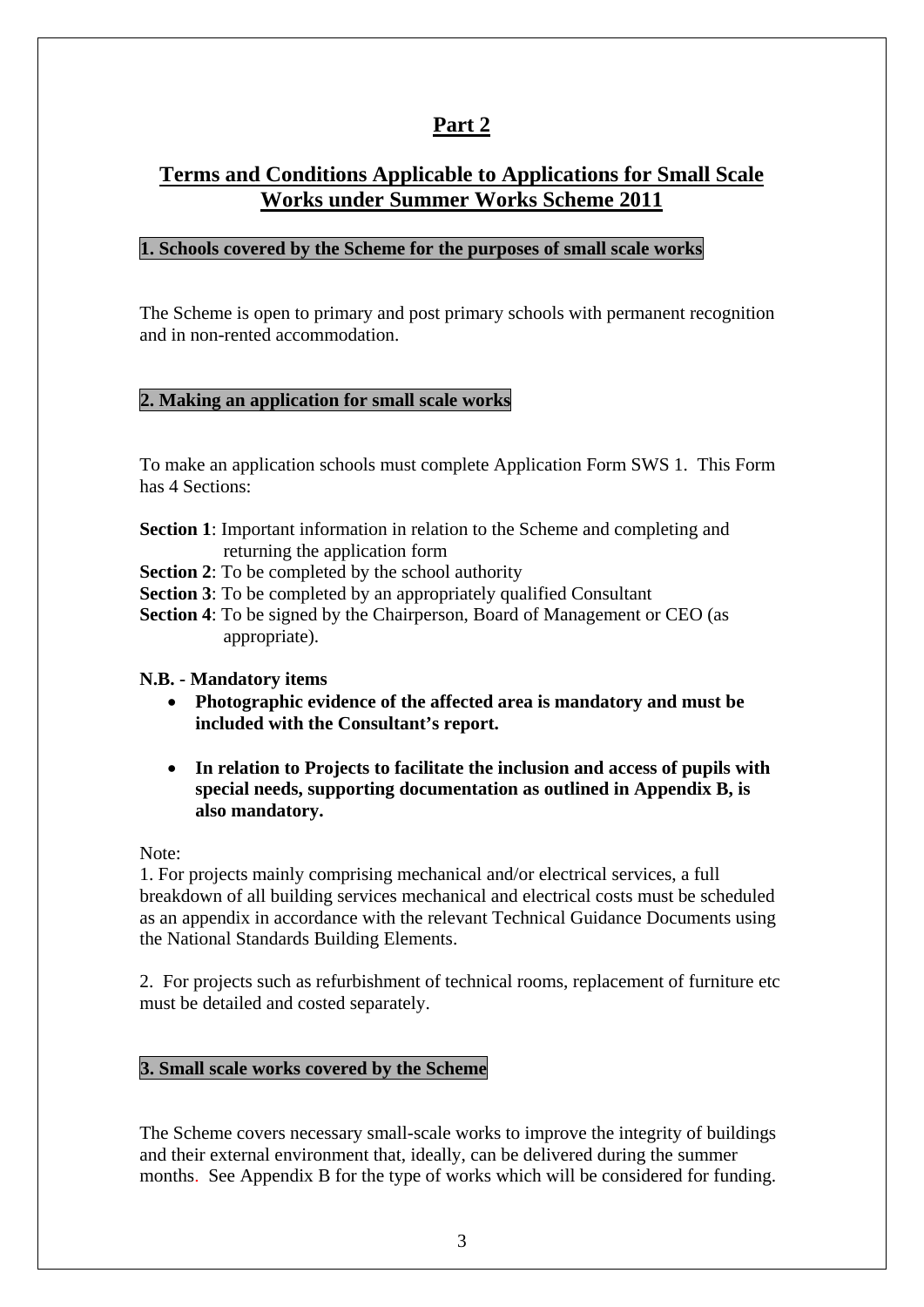# Part 2

## Terms and Conditions Applicable to Applications for Small Scale Works under Summer Works Scheme 2011

### 1. Schools covered by the Scheme for the purposes of small scale works

The Scheme is open to primary and post primary schools with permanent recognition and in non-rented accommodation.

### 2. Making an application for small scale works

To make an application schools must complete Application Form SWS 1. This Form has 4 Sections:

**Section 1**: Important information in relation to the Scheme and completing and returning the application form
**Section 2**: To be completed by the school authority
**Section 3**: To be completed by an appropriately qualified Consultant
**Section 4**: To be signed by the Chairperson, Board of Management or CEO (as appropriate).

**N.B. - Mandatory items**

- **Photographic evidence of the affected area is mandatory and must be included with the Consultant's report.**
- **In relation to Projects to facilitate the inclusion and access of pupils with special needs, supporting documentation as outlined in Appendix B, is also mandatory.**

Note:

1. For projects mainly comprising mechanical and/or electrical services, a full breakdown of all building services mechanical and electrical costs must be scheduled as an appendix in accordance with the relevant Technical Guidance Documents using the National Standards Building Elements.

2. For projects such as refurbishment of technical rooms, replacement of furniture etc must be detailed and costed separately.

### 3. Small scale works covered by the Scheme

The Scheme covers necessary small-scale works to improve the integrity of buildings and their external environment that, ideally, can be delivered during the summer months. See Appendix B for the type of works which will be considered for funding.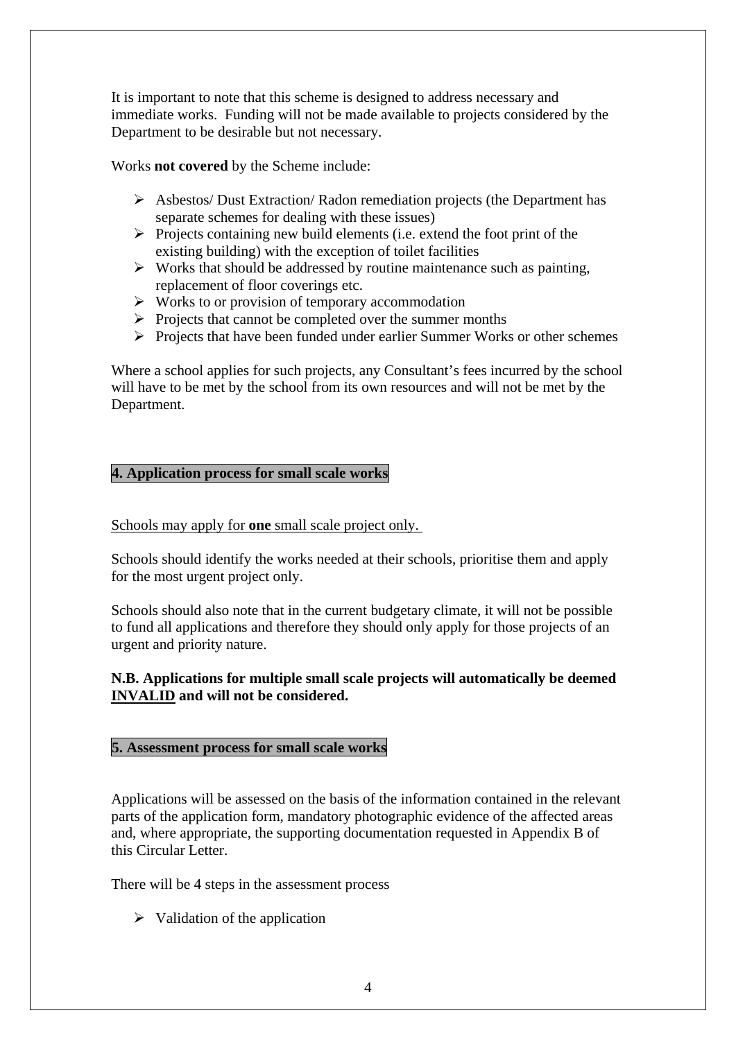It is important to note that this scheme is designed to address necessary and immediate works. Funding will not be made available to projects considered by the Department to be desirable but not necessary.

Works **not covered** by the Scheme include:

- Asbestos/ Dust Extraction/ Radon remediation projects (the Department has separate schemes for dealing with these issues)
- Projects containing new build elements (i.e. extend the foot print of the existing building) with the exception of toilet facilities
- Works that should be addressed by routine maintenance such as painting, replacement of floor coverings etc.
- Works to or provision of temporary accommodation
- Projects that cannot be completed over the summer months
- Projects that have been funded under earlier Summer Works or other schemes

Where a school applies for such projects, any Consultant's fees incurred by the school will have to be met by the school from its own resources and will not be met by the Department.

## 4. Application process for small scale works

<u>Schools may apply for **one** small scale project only.</u>

Schools should identify the works needed at their schools, prioritise them and apply for the most urgent project only.

Schools should also note that in the current budgetary climate, it will not be possible to fund all applications and therefore they should only apply for those projects of an urgent and priority nature.

**N.B. Applications for multiple small scale projects will automatically be deemed <u>INVALID</u> and will not be considered.**

## 5. Assessment process for small scale works

Applications will be assessed on the basis of the information contained in the relevant parts of the application form, mandatory photographic evidence of the affected areas and, where appropriate, the supporting documentation requested in Appendix B of this Circular Letter.

There will be 4 steps in the assessment process

- Validation of the application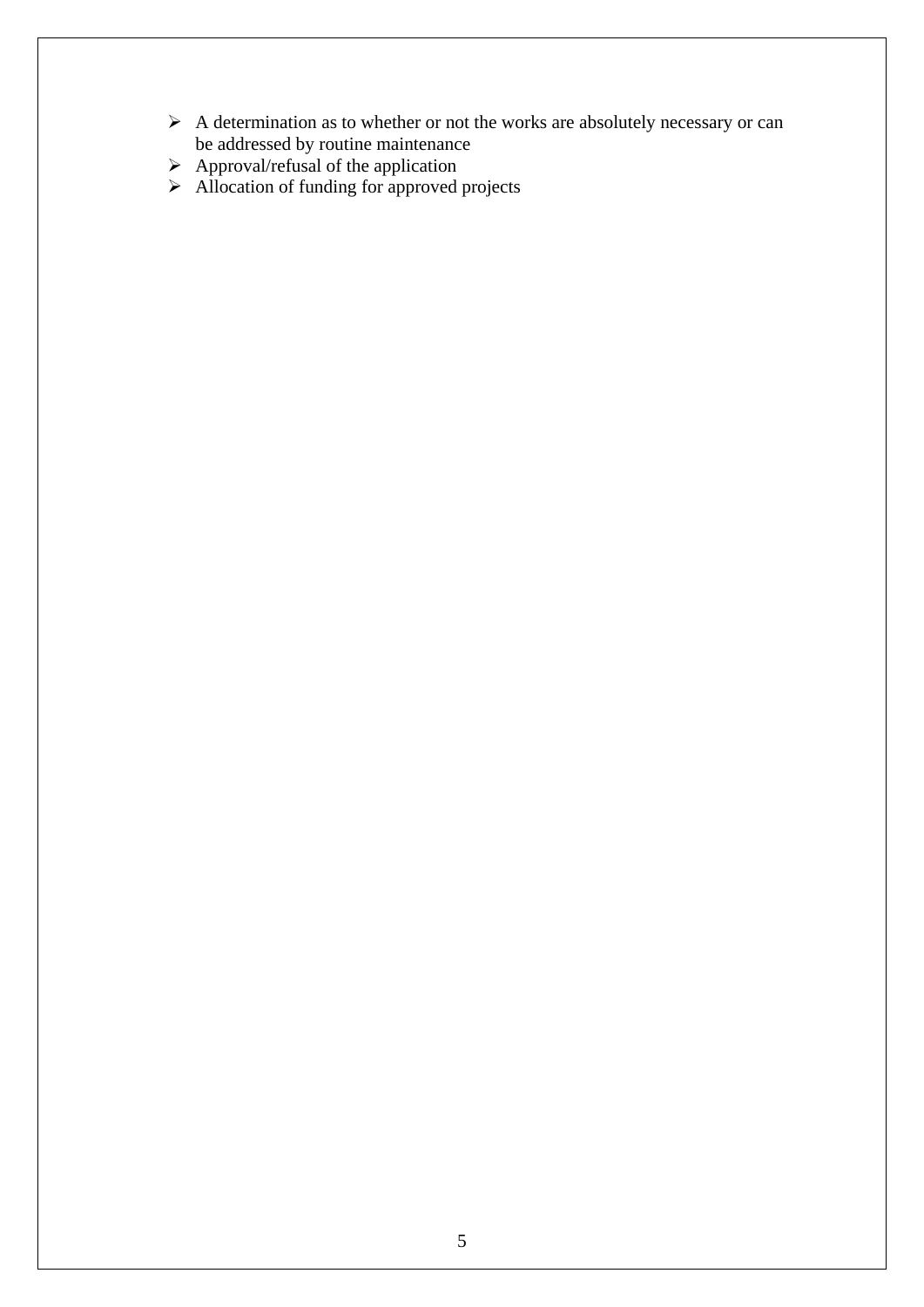- A determination as to whether or not the works are absolutely necessary or can be addressed by routine maintenance
- Approval/refusal of the application
- Allocation of funding for approved projects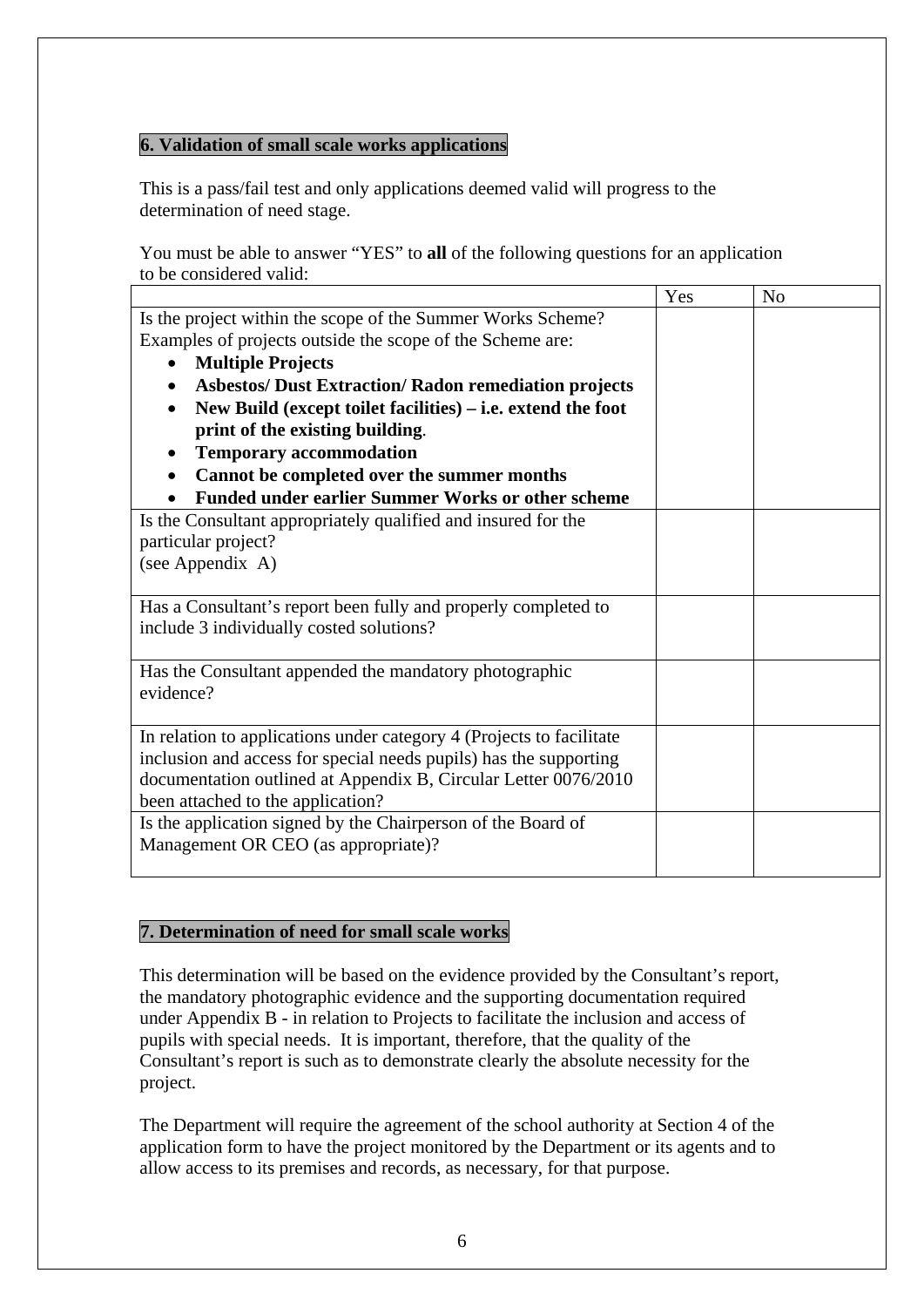## 6. Validation of small scale works applications

This is a pass/fail test and only applications deemed valid will progress to the determination of need stage.

You must be able to answer "YES" to **all** of the following questions for an application to be considered valid:

| | Yes | No |
|---|---|---|
| Is the project within the scope of the Summer Works Scheme?<br>Examples of projects outside the scope of the Scheme are:<br>• **Multiple Projects**<br>• **Asbestos/ Dust Extraction/ Radon remediation projects**<br>• **New Build (except toilet facilities) – i.e. extend the foot print of the existing building**.<br>• **Temporary accommodation**<br>• **Cannot be completed over the summer months**<br>• **Funded under earlier Summer Works or other scheme** | | |
| Is the Consultant appropriately qualified and insured for the particular project?<br>(see Appendix A) | | |
| Has a Consultant's report been fully and properly completed to include 3 individually costed solutions? | | |
| Has the Consultant appended the mandatory photographic evidence? | | |
| In relation to applications under category 4 (Projects to facilitate inclusion and access for special needs pupils) has the supporting documentation outlined at Appendix B, Circular Letter 0076/2010 been attached to the application? | | |
| Is the application signed by the Chairperson of the Board of Management OR CEO (as appropriate)? | | |

## 7. Determination of need for small scale works

This determination will be based on the evidence provided by the Consultant's report, the mandatory photographic evidence and the supporting documentation required under Appendix B - in relation to Projects to facilitate the inclusion and access of pupils with special needs. It is important, therefore, that the quality of the Consultant's report is such as to demonstrate clearly the absolute necessity for the project.

The Department will require the agreement of the school authority at Section 4 of the application form to have the project monitored by the Department or its agents and to allow access to its premises and records, as necessary, for that purpose.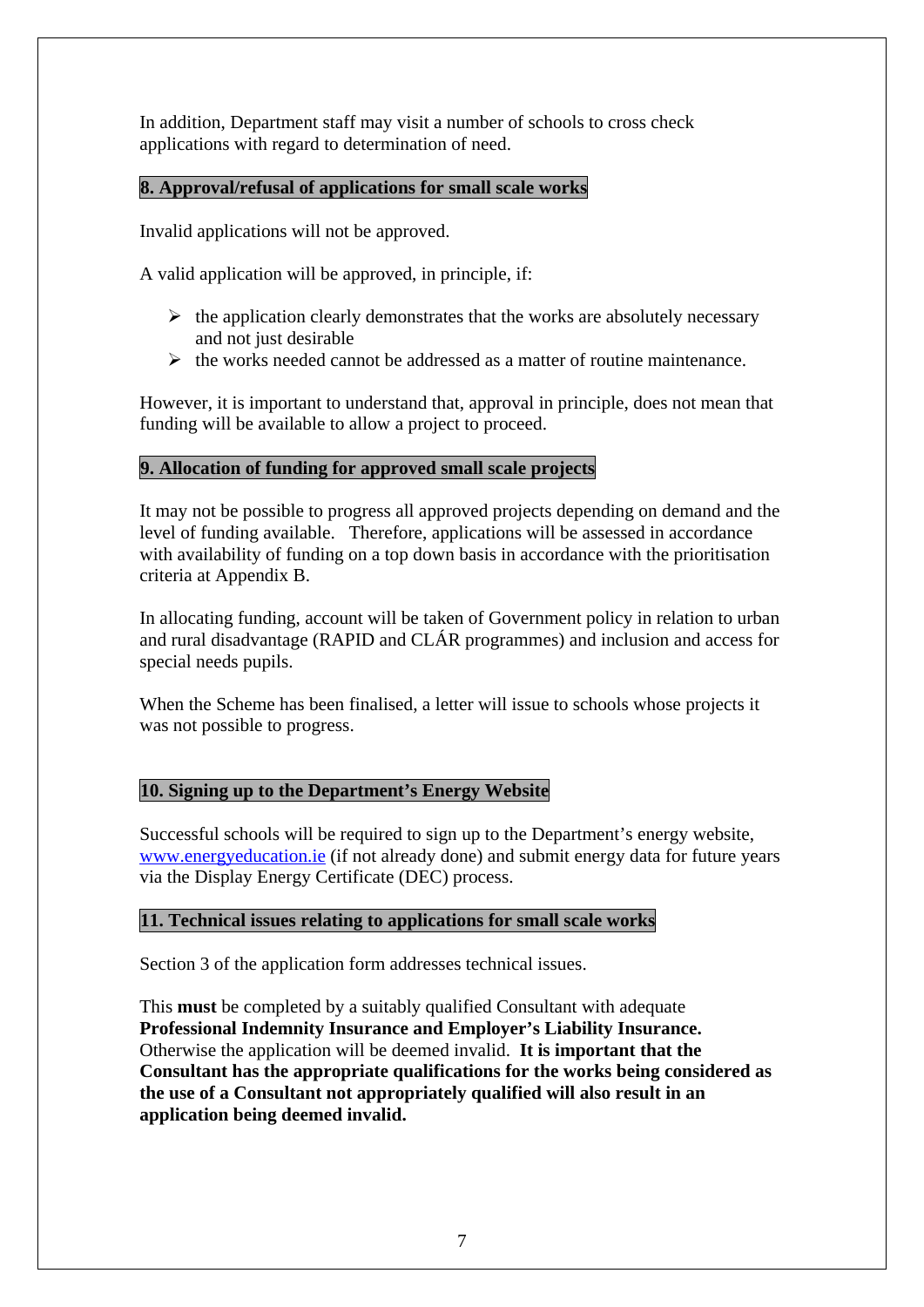In addition, Department staff may visit a number of schools to cross check applications with regard to determination of need.

## 8. Approval/refusal of applications for small scale works

Invalid applications will not be approved.

A valid application will be approved, in principle, if:

- the application clearly demonstrates that the works are absolutely necessary and not just desirable
- the works needed cannot be addressed as a matter of routine maintenance.

However, it is important to understand that, approval in principle, does not mean that funding will be available to allow a project to proceed.

## 9. Allocation of funding for approved small scale projects

It may not be possible to progress all approved projects depending on demand and the level of funding available. Therefore, applications will be assessed in accordance with availability of funding on a top down basis in accordance with the prioritisation criteria at Appendix B.

In allocating funding, account will be taken of Government policy in relation to urban and rural disadvantage (RAPID and CLÁR programmes) and inclusion and access for special needs pupils.

When the Scheme has been finalised, a letter will issue to schools whose projects it was not possible to progress.

## 10. Signing up to the Department's Energy Website

Successful schools will be required to sign up to the Department's energy website, www.energyeducation.ie (if not already done) and submit energy data for future years via the Display Energy Certificate (DEC) process.

## 11. Technical issues relating to applications for small scale works

Section 3 of the application form addresses technical issues.

This **must** be completed by a suitably qualified Consultant with adequate **Professional Indemnity Insurance and Employer's Liability Insurance.** Otherwise the application will be deemed invalid. **It is important that the Consultant has the appropriate qualifications for the works being considered as the use of a Consultant not appropriately qualified will also result in an application being deemed invalid.**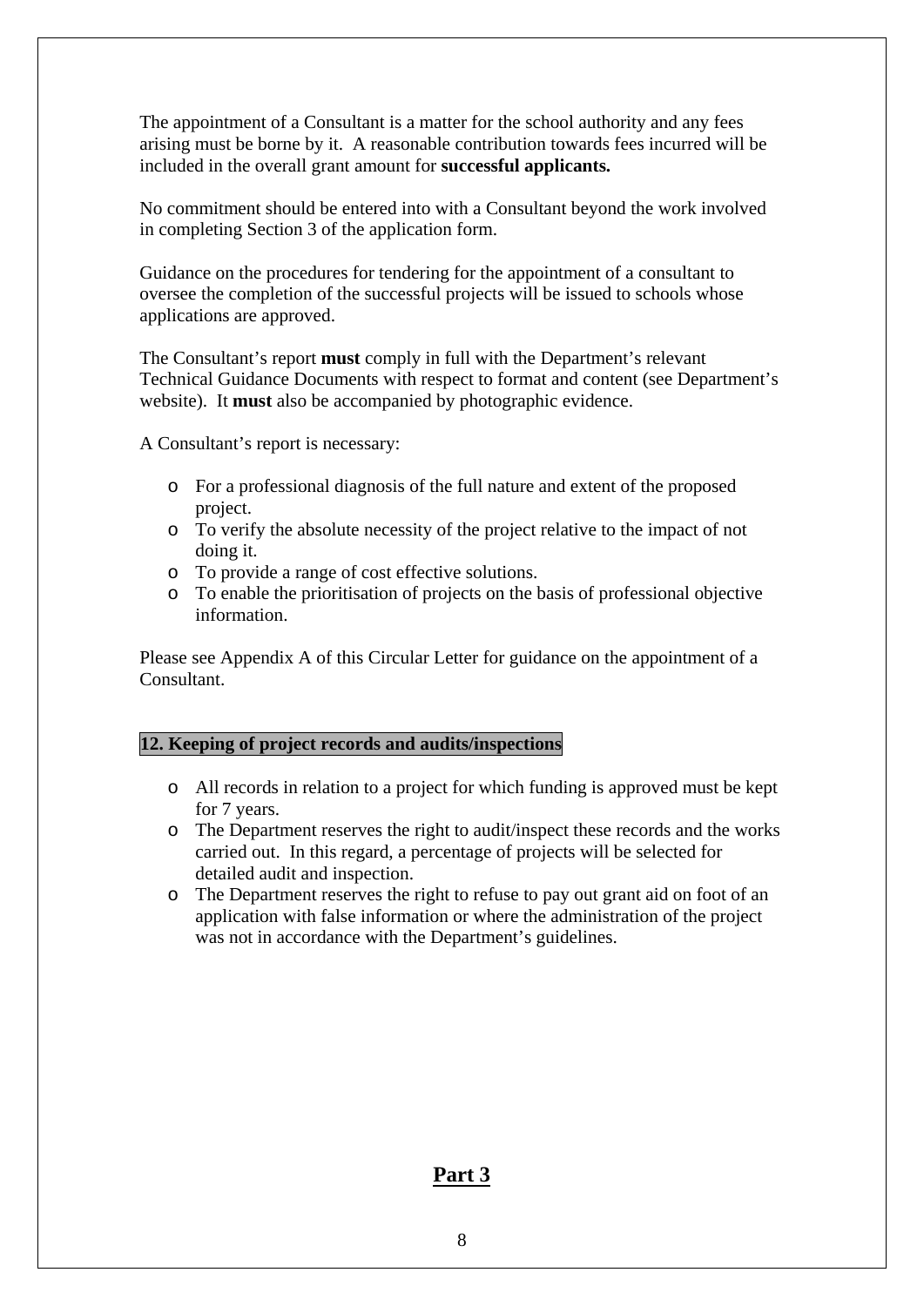The appointment of a Consultant is a matter for the school authority and any fees arising must be borne by it. A reasonable contribution towards fees incurred will be included in the overall grant amount for **successful applicants.**

No commitment should be entered into with a Consultant beyond the work involved in completing Section 3 of the application form.

Guidance on the procedures for tendering for the appointment of a consultant to oversee the completion of the successful projects will be issued to schools whose applications are approved.

The Consultant's report **must** comply in full with the Department's relevant Technical Guidance Documents with respect to format and content (see Department's website). It **must** also be accompanied by photographic evidence.

A Consultant's report is necessary:

- For a professional diagnosis of the full nature and extent of the proposed project.
- To verify the absolute necessity of the project relative to the impact of not doing it.
- To provide a range of cost effective solutions.
- To enable the prioritisation of projects on the basis of professional objective information.

Please see Appendix A of this Circular Letter for guidance on the appointment of a Consultant.

## 12. Keeping of project records and audits/inspections

- All records in relation to a project for which funding is approved must be kept for 7 years.
- The Department reserves the right to audit/inspect these records and the works carried out. In this regard, a percentage of projects will be selected for detailed audit and inspection.
- The Department reserves the right to refuse to pay out grant aid on foot of an application with false information or where the administration of the project was not in accordance with the Department's guidelines.

# Part 3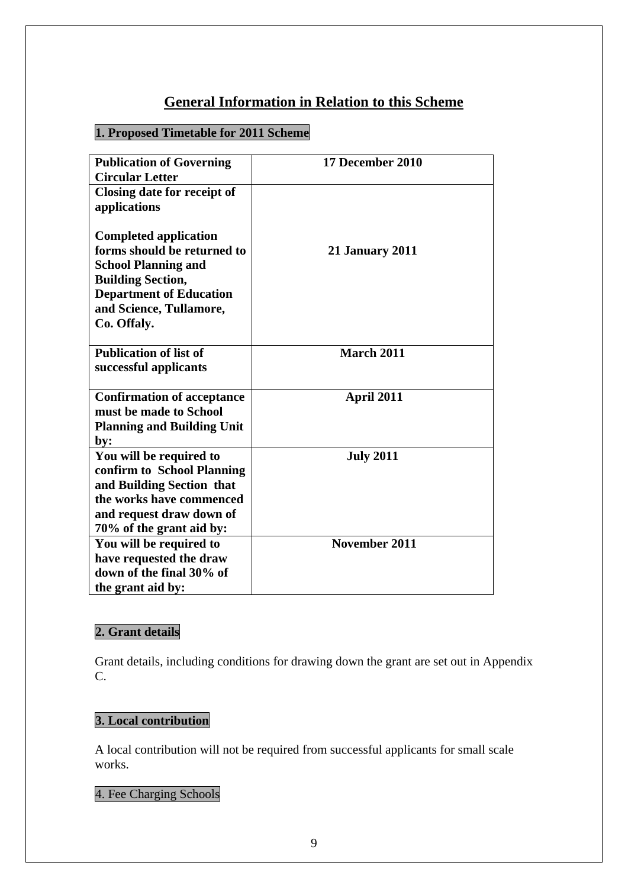## General Information in Relation to this Scheme

### 1. Proposed Timetable for 2011 Scheme

| **Publication of Governing Circular Letter** | **17 December 2010** |
|---|---|
| **Closing date for receipt of applications**<br><br>**Completed application forms should be returned to School Planning and Building Section, Department of Education and Science, Tullamore, Co. Offaly.** | **21 January 2011** |
| **Publication of list of successful applicants** | **March 2011** |
| **Confirmation of acceptance must be made to School Planning and Building Unit by:** | **April 2011** |
| **You will be required to confirm to School Planning and Building Section that the works have commenced and request draw down of 70% of the grant aid by:** | **July 2011** |
| **You will be required to have requested the draw down of the final 30% of the grant aid by:** | **November 2011** |

### 2. Grant details

Grant details, including conditions for drawing down the grant are set out in Appendix C.

### 3. Local contribution

A local contribution will not be required from successful applicants for small scale works.

### 4. Fee Charging Schools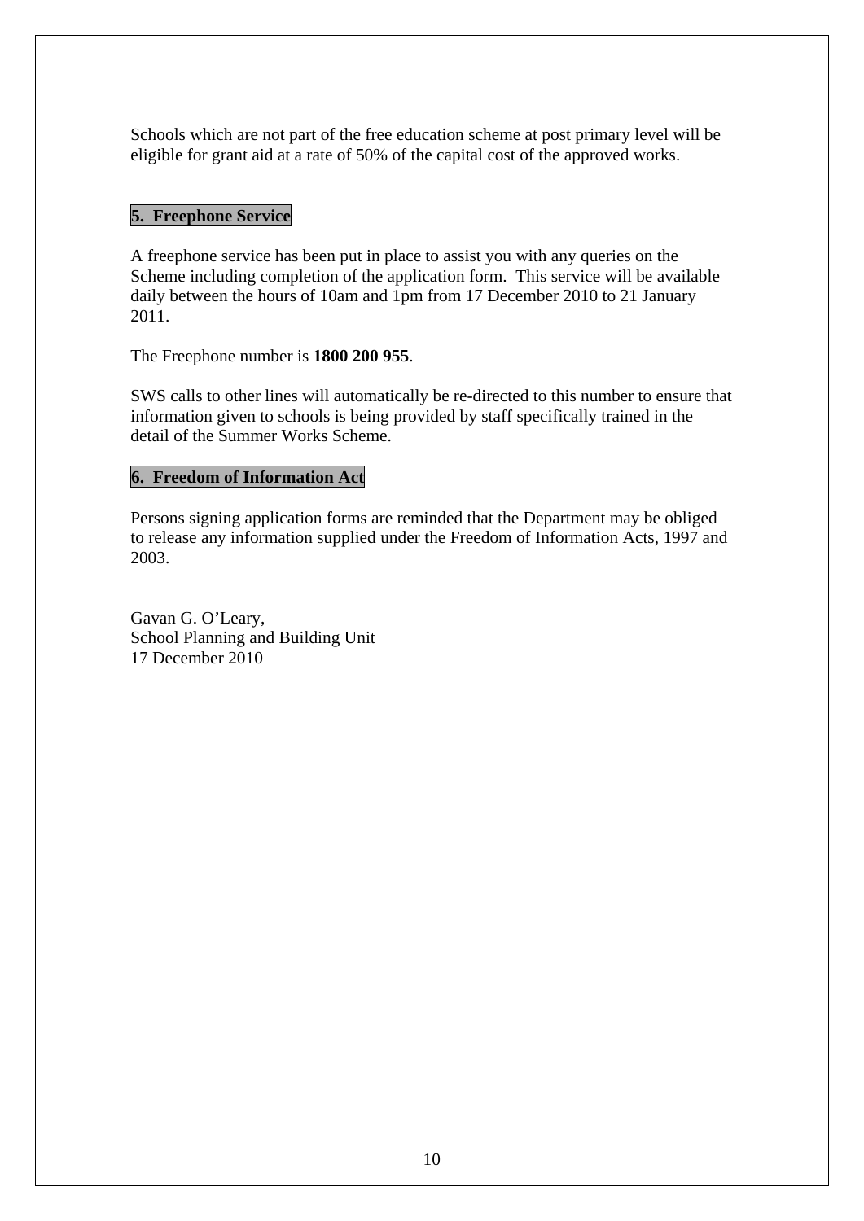Schools which are not part of the free education scheme at post primary level will be eligible for grant aid at a rate of 50% of the capital cost of the approved works.

## 5. Freephone Service

A freephone service has been put in place to assist you with any queries on the Scheme including completion of the application form. This service will be available daily between the hours of 10am and 1pm from 17 December 2010 to 21 January 2011.

The Freephone number is **1800 200 955**.

SWS calls to other lines will automatically be re-directed to this number to ensure that information given to schools is being provided by staff specifically trained in the detail of the Summer Works Scheme.

## 6. Freedom of Information Act

Persons signing application forms are reminded that the Department may be obliged to release any information supplied under the Freedom of Information Acts, 1997 and 2003.

Gavan G. O'Leary,
School Planning and Building Unit
17 December 2010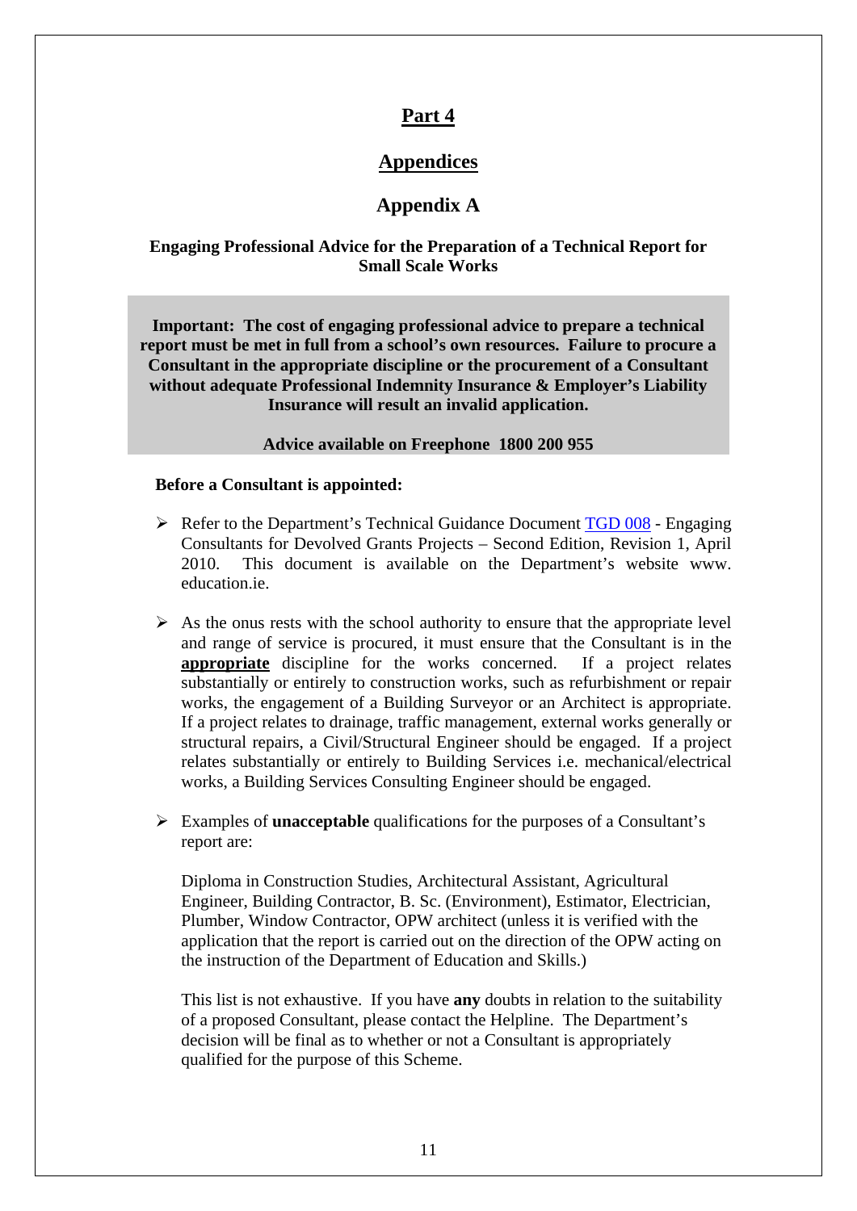# Part 4

## Appendices

## Appendix A

### Engaging Professional Advice for the Preparation of a Technical Report for Small Scale Works

> **Important: The cost of engaging professional advice to prepare a technical report must be met in full from a school's own resources. Failure to procure a Consultant in the appropriate discipline or the procurement of a Consultant without adequate Professional Indemnity Insurance & Employer's Liability Insurance will result an invalid application.**
>
> **Advice available on Freephone 1800 200 955**

**Before a Consultant is appointed:**

- Refer to the Department's Technical Guidance Document TGD 008 - Engaging Consultants for Devolved Grants Projects – Second Edition, Revision 1, April 2010. This document is available on the Department's website www. education.ie.

- As the onus rests with the school authority to ensure that the appropriate level and range of service is procured, it must ensure that the Consultant is in the **appropriate** discipline for the works concerned. If a project relates substantially or entirely to construction works, such as refurbishment or repair works, the engagement of a Building Surveyor or an Architect is appropriate. If a project relates to drainage, traffic management, external works generally or structural repairs, a Civil/Structural Engineer should be engaged. If a project relates substantially or entirely to Building Services i.e. mechanical/electrical works, a Building Services Consulting Engineer should be engaged.

- Examples of **unacceptable** qualifications for the purposes of a Consultant's report are:

  Diploma in Construction Studies, Architectural Assistant, Agricultural Engineer, Building Contractor, B. Sc. (Environment), Estimator, Electrician, Plumber, Window Contractor, OPW architect (unless it is verified with the application that the report is carried out on the direction of the OPW acting on the instruction of the Department of Education and Skills.)

  This list is not exhaustive. If you have **any** doubts in relation to the suitability of a proposed Consultant, please contact the Helpline. The Department's decision will be final as to whether or not a Consultant is appropriately qualified for the purpose of this Scheme.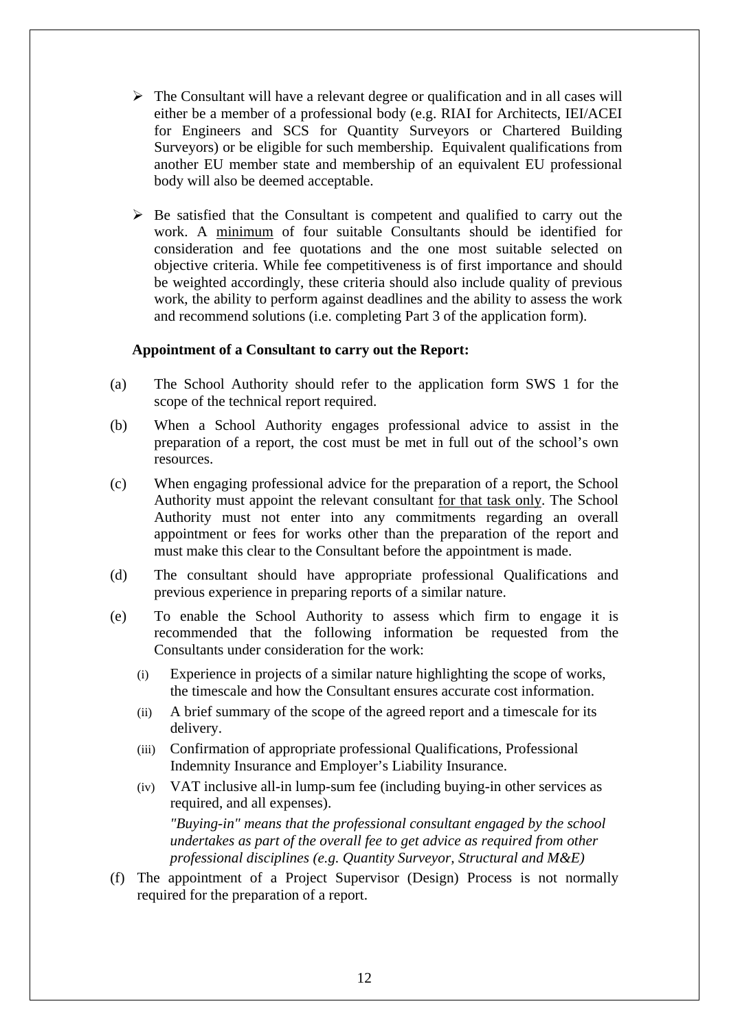- The Consultant will have a relevant degree or qualification and in all cases will either be a member of a professional body (e.g. RIAI for Architects, IEI/ACEI for Engineers and SCS for Quantity Surveyors or Chartered Building Surveyors) or be eligible for such membership. Equivalent qualifications from another EU member state and membership of an equivalent EU professional body will also be deemed acceptable.

- Be satisfied that the Consultant is competent and qualified to carry out the work. A <u>minimum</u> of four suitable Consultants should be identified for consideration and fee quotations and the one most suitable selected on objective criteria. While fee competitiveness is of first importance and should be weighted accordingly, these criteria should also include quality of previous work, the ability to perform against deadlines and the ability to assess the work and recommend solutions (i.e. completing Part 3 of the application form).

**Appointment of a Consultant to carry out the Report:**

(a) The School Authority should refer to the application form SWS 1 for the scope of the technical report required.

(b) When a School Authority engages professional advice to assist in the preparation of a report, the cost must be met in full out of the school's own resources.

(c) When engaging professional advice for the preparation of a report, the School Authority must appoint the relevant consultant <u>for that task only</u>. The School Authority must not enter into any commitments regarding an overall appointment or fees for works other than the preparation of the report and must make this clear to the Consultant before the appointment is made.

(d) The consultant should have appropriate professional Qualifications and previous experience in preparing reports of a similar nature.

(e) To enable the School Authority to assess which firm to engage it is recommended that the following information be requested from the Consultants under consideration for the work:

(i) Experience in projects of a similar nature highlighting the scope of works, the timescale and how the Consultant ensures accurate cost information.

(ii) A brief summary of the scope of the agreed report and a timescale for its delivery.

(iii) Confirmation of appropriate professional Qualifications, Professional Indemnity Insurance and Employer's Liability Insurance.

(iv) VAT inclusive all-in lump-sum fee (including buying-in other services as required, and all expenses).

*"Buying-in" means that the professional consultant engaged by the school undertakes as part of the overall fee to get advice as required from other professional disciplines (e.g. Quantity Surveyor, Structural and M&E)*

(f) The appointment of a Project Supervisor (Design) Process is not normally required for the preparation of a report.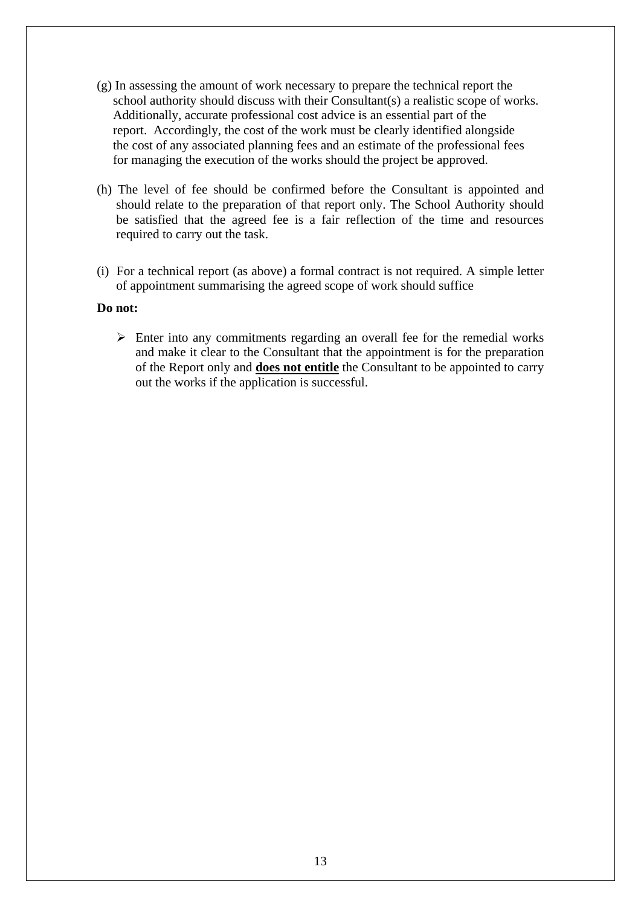(g) In assessing the amount of work necessary to prepare the technical report the school authority should discuss with their Consultant(s) a realistic scope of works. Additionally, accurate professional cost advice is an essential part of the report. Accordingly, the cost of the work must be clearly identified alongside the cost of any associated planning fees and an estimate of the professional fees for managing the execution of the works should the project be approved.

(h) The level of fee should be confirmed before the Consultant is appointed and should relate to the preparation of that report only. The School Authority should be satisfied that the agreed fee is a fair reflection of the time and resources required to carry out the task.

(i) For a technical report (as above) a formal contract is not required. A simple letter of appointment summarising the agreed scope of work should suffice

**Do not:**

- Enter into any commitments regarding an overall fee for the remedial works and make it clear to the Consultant that the appointment is for the preparation of the Report only and **does not entitle** the Consultant to be appointed to carry out the works if the application is successful.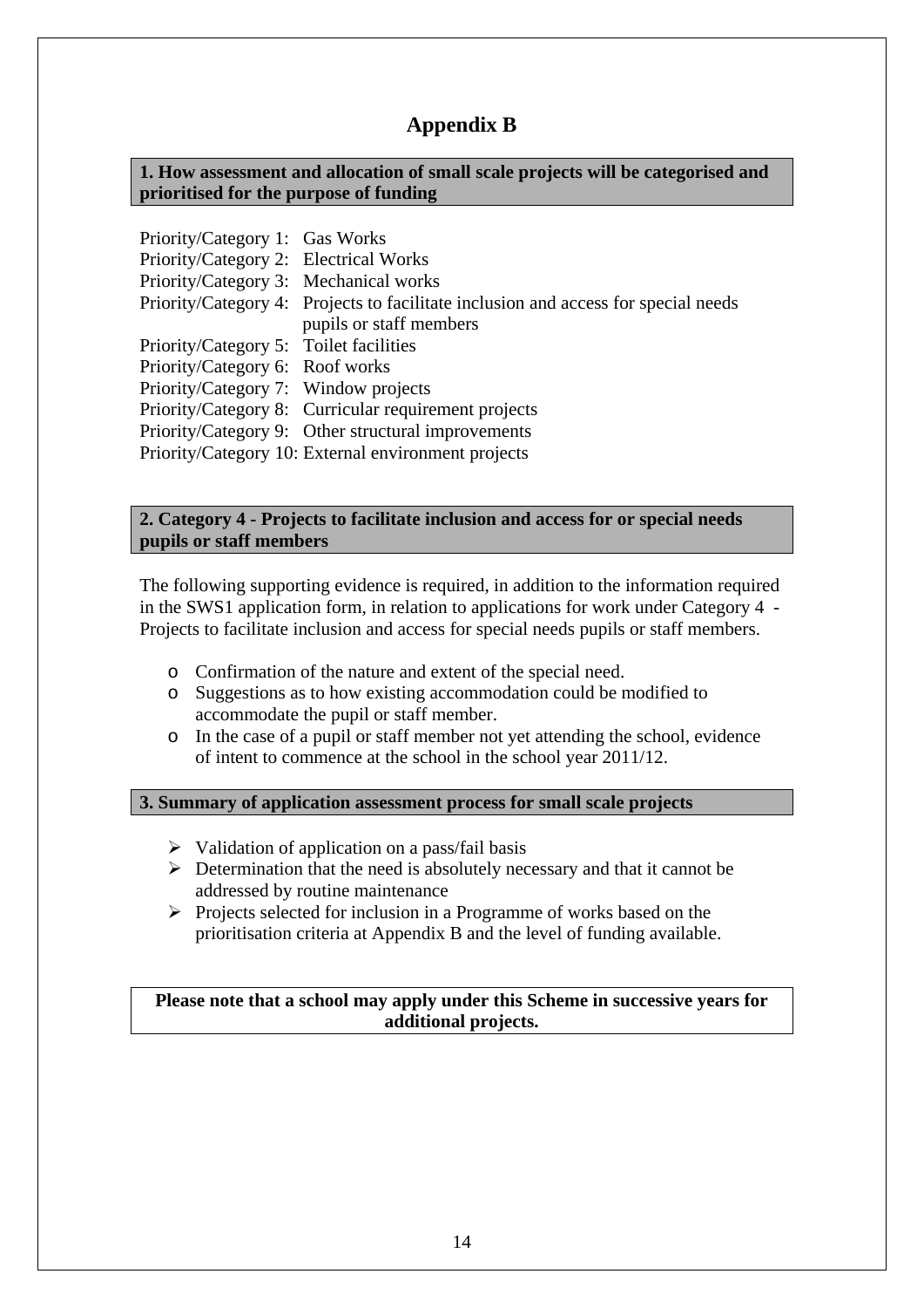# Appendix B

**1. How assessment and allocation of small scale projects will be categorised and prioritised for the purpose of funding**

Priority/Category 1: Gas Works
Priority/Category 2: Electrical Works
Priority/Category 3: Mechanical works
Priority/Category 4: Projects to facilitate inclusion and access for special needs pupils or staff members
Priority/Category 5: Toilet facilities
Priority/Category 6: Roof works
Priority/Category 7: Window projects
Priority/Category 8: Curricular requirement projects
Priority/Category 9: Other structural improvements
Priority/Category 10: External environment projects

**2. Category 4 - Projects to facilitate inclusion and access for or special needs pupils or staff members**

The following supporting evidence is required, in addition to the information required in the SWS1 application form, in relation to applications for work under Category 4 - Projects to facilitate inclusion and access for special needs pupils or staff members.

- Confirmation of the nature and extent of the special need.
- Suggestions as to how existing accommodation could be modified to accommodate the pupil or staff member.
- In the case of a pupil or staff member not yet attending the school, evidence of intent to commence at the school in the school year 2011/12.

**3. Summary of application assessment process for small scale projects**

- Validation of application on a pass/fail basis
- Determination that the need is absolutely necessary and that it cannot be addressed by routine maintenance
- Projects selected for inclusion in a Programme of works based on the prioritisation criteria at Appendix B and the level of funding available.

**Please note that a school may apply under this Scheme in successive years for additional projects.**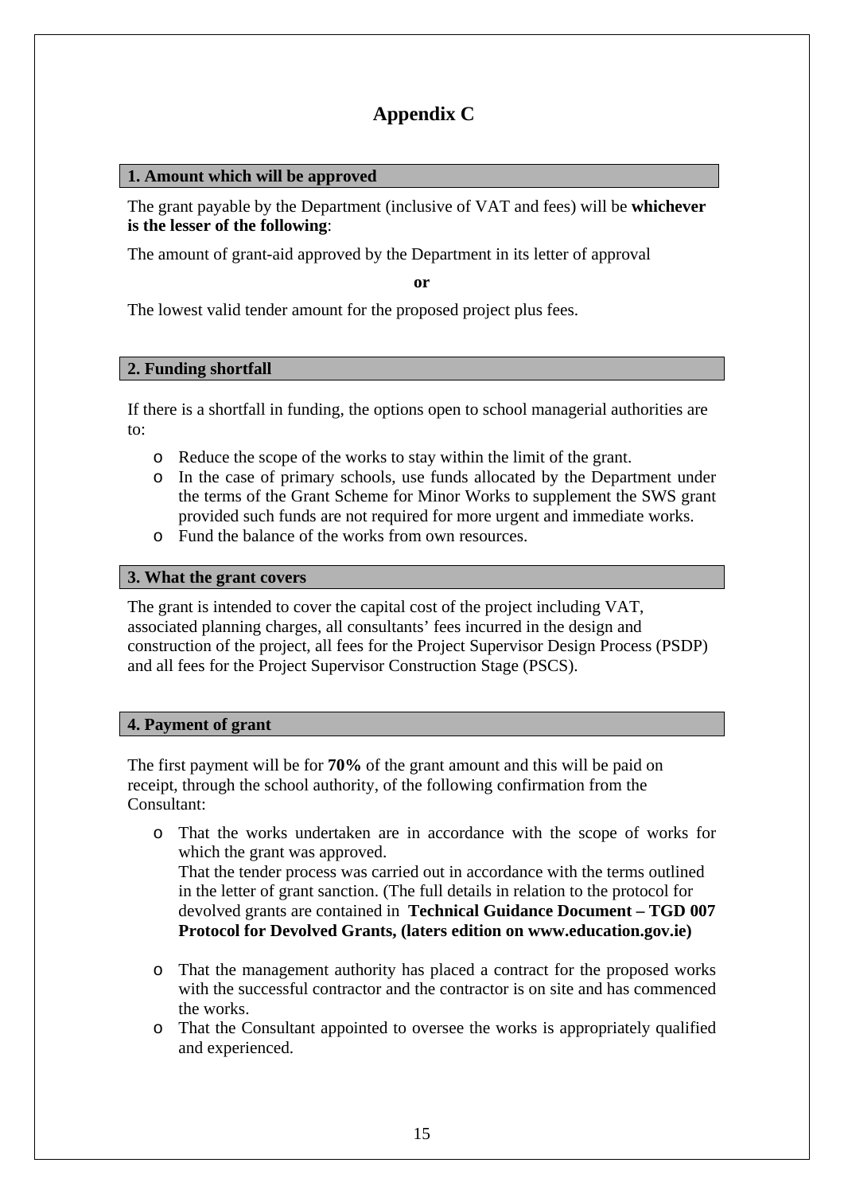# Appendix C

## 1. Amount which will be approved

The grant payable by the Department (inclusive of VAT and fees) will be **whichever is the lesser of the following**:

The amount of grant-aid approved by the Department in its letter of approval

**or**

The lowest valid tender amount for the proposed project plus fees.

## 2. Funding shortfall

If there is a shortfall in funding, the options open to school managerial authorities are to:

- Reduce the scope of the works to stay within the limit of the grant.
- In the case of primary schools, use funds allocated by the Department under the terms of the Grant Scheme for Minor Works to supplement the SWS grant provided such funds are not required for more urgent and immediate works.
- Fund the balance of the works from own resources.

## 3. What the grant covers

The grant is intended to cover the capital cost of the project including VAT, associated planning charges, all consultants' fees incurred in the design and construction of the project, all fees for the Project Supervisor Design Process (PSDP) and all fees for the Project Supervisor Construction Stage (PSCS).

## 4. Payment of grant

The first payment will be for **70%** of the grant amount and this will be paid on receipt, through the school authority, of the following confirmation from the Consultant:

- That the works undertaken are in accordance with the scope of works for which the grant was approved.
  That the tender process was carried out in accordance with the terms outlined in the letter of grant sanction. (The full details in relation to the protocol for devolved grants are contained in **Technical Guidance Document – TGD 007 Protocol for Devolved Grants, (laters edition on www.education.gov.ie)**
- That the management authority has placed a contract for the proposed works with the successful contractor and the contractor is on site and has commenced the works.
- That the Consultant appointed to oversee the works is appropriately qualified and experienced.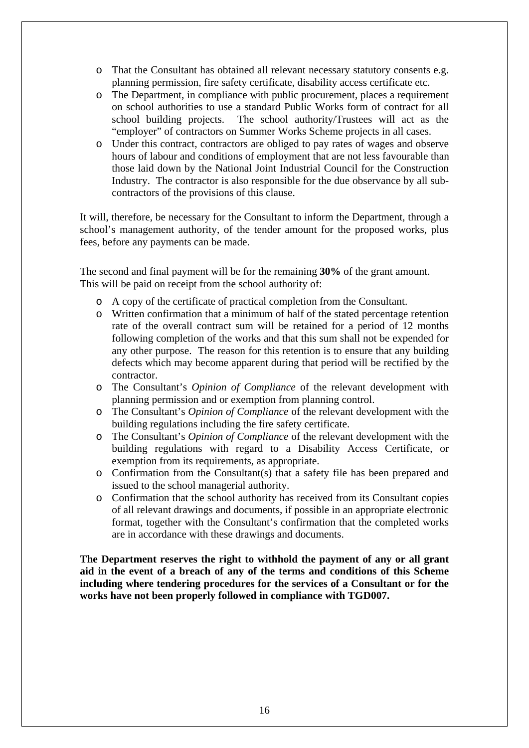- That the Consultant has obtained all relevant necessary statutory consents e.g. planning permission, fire safety certificate, disability access certificate etc.
- The Department, in compliance with public procurement, places a requirement on school authorities to use a standard Public Works form of contract for all school building projects. The school authority/Trustees will act as the "employer" of contractors on Summer Works Scheme projects in all cases.
- Under this contract, contractors are obliged to pay rates of wages and observe hours of labour and conditions of employment that are not less favourable than those laid down by the National Joint Industrial Council for the Construction Industry. The contractor is also responsible for the due observance by all sub-contractors of the provisions of this clause.

It will, therefore, be necessary for the Consultant to inform the Department, through a school's management authority, of the tender amount for the proposed works, plus fees, before any payments can be made.

The second and final payment will be for the remaining **30%** of the grant amount. This will be paid on receipt from the school authority of:

- A copy of the certificate of practical completion from the Consultant.
- Written confirmation that a minimum of half of the stated percentage retention rate of the overall contract sum will be retained for a period of 12 months following completion of the works and that this sum shall not be expended for any other purpose. The reason for this retention is to ensure that any building defects which may become apparent during that period will be rectified by the contractor.
- The Consultant's *Opinion of Compliance* of the relevant development with planning permission and or exemption from planning control.
- The Consultant's *Opinion of Compliance* of the relevant development with the building regulations including the fire safety certificate.
- The Consultant's *Opinion of Compliance* of the relevant development with the building regulations with regard to a Disability Access Certificate, or exemption from its requirements, as appropriate.
- Confirmation from the Consultant(s) that a safety file has been prepared and issued to the school managerial authority.
- Confirmation that the school authority has received from its Consultant copies of all relevant drawings and documents, if possible in an appropriate electronic format, together with the Consultant's confirmation that the completed works are in accordance with these drawings and documents.

**The Department reserves the right to withhold the payment of any or all grant aid in the event of a breach of any of the terms and conditions of this Scheme including where tendering procedures for the services of a Consultant or for the works have not been properly followed in compliance with TGD007.**